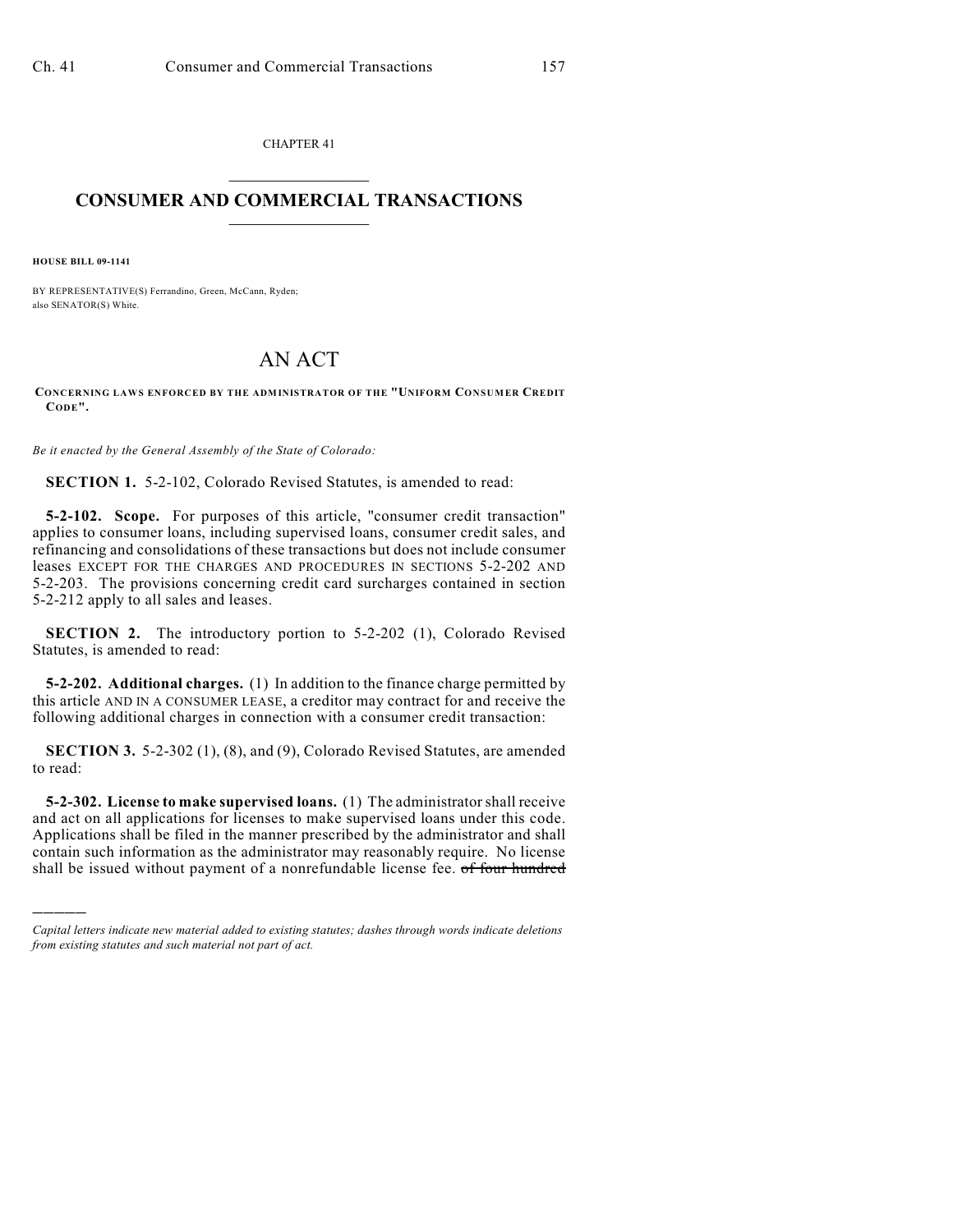CHAPTER 41

# CONSUMER AND COMMERCIAL TRANSACTIONS

**HOUSE BILL 09-1141**

BY REPRESENTATIVE(S) Ferrandino, Green, McCann, Ryden;
also SENATOR(S) White.

# AN ACT

**CONCERNING LAWS ENFORCED BY THE ADMINISTRATOR OF THE "UNIFORM CONSUMER CREDIT CODE".**

*Be it enacted by the General Assembly of the State of Colorado:*

**SECTION 1.** 5-2-102, Colorado Revised Statutes, is amended to read:

**5-2-102. Scope.** For purposes of this article, "consumer credit transaction" applies to consumer loans, including supervised loans, consumer credit sales, and refinancing and consolidations of these transactions but does not include consumer leases EXCEPT FOR THE CHARGES AND PROCEDURES IN SECTIONS 5-2-202 AND 5-2-203. The provisions concerning credit card surcharges contained in section 5-2-212 apply to all sales and leases.

**SECTION 2.** The introductory portion to 5-2-202 (1), Colorado Revised Statutes, is amended to read:

**5-2-202. Additional charges.** (1) In addition to the finance charge permitted by this article AND IN A CONSUMER LEASE, a creditor may contract for and receive the following additional charges in connection with a consumer credit transaction:

**SECTION 3.** 5-2-302 (1), (8), and (9), Colorado Revised Statutes, are amended to read:

**5-2-302. License to make supervised loans.** (1) The administrator shall receive and act on all applications for licenses to make supervised loans under this code. Applications shall be filed in the manner prescribed by the administrator and shall contain such information as the administrator may reasonably require. No license shall be issued without payment of a nonrefundable license fee. ~~of four hundred~~

---

*Capital letters indicate new material added to existing statutes; dashes through words indicate deletions from existing statutes and such material not part of act.*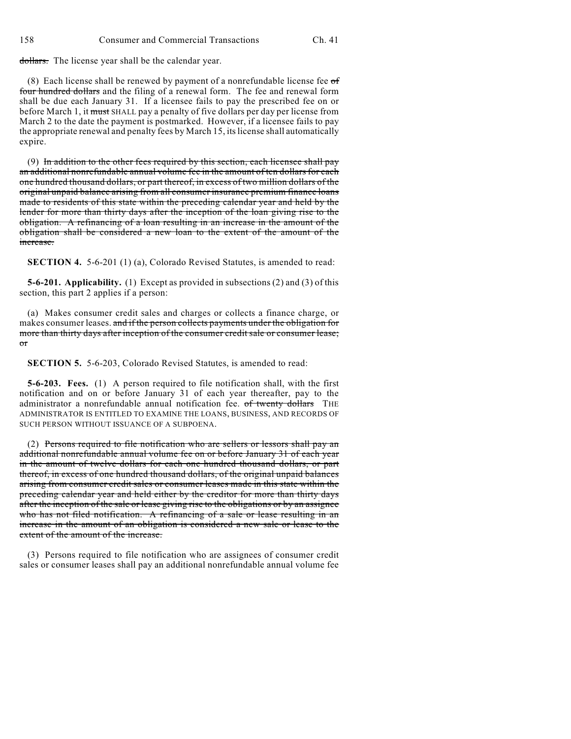~~dollars.~~ The license year shall be the calendar year.

(8) Each license shall be renewed by payment of a nonrefundable license fee ~~of four hundred dollars~~ and the filing of a renewal form. The fee and renewal form shall be due each January 31. If a licensee fails to pay the prescribed fee on or before March 1, it ~~must~~ SHALL pay a penalty of five dollars per day per license from March 2 to the date the payment is postmarked. However, if a licensee fails to pay the appropriate renewal and penalty fees by March 15, its license shall automatically expire.

(9) ~~In addition to the other fees required by this section, each licensee shall pay an additional nonrefundable annual volume fee in the amount of ten dollars for each one hundred thousand dollars, or part thereof, in excess of two million dollars of the original unpaid balance arising from all consumer insurance premium finance loans made to residents of this state within the preceding calendar year and held by the lender for more than thirty days after the inception of the loan giving rise to the obligation. A refinancing of a loan resulting in an increase in the amount of the obligation shall be considered a new loan to the extent of the amount of the increase.~~

**SECTION 4.** 5-6-201 (1) (a), Colorado Revised Statutes, is amended to read:

**5-6-201. Applicability.** (1) Except as provided in subsections (2) and (3) of this section, this part 2 applies if a person:

(a) Makes consumer credit sales and charges or collects a finance charge, or makes consumer leases. ~~and if the person collects payments under the obligation for more than thirty days after inception of the consumer credit sale or consumer lease; or~~

**SECTION 5.** 5-6-203, Colorado Revised Statutes, is amended to read:

**5-6-203. Fees.** (1) A person required to file notification shall, with the first notification and on or before January 31 of each year thereafter, pay to the administrator a nonrefundable annual notification fee. ~~of twenty dollars~~ THE ADMINISTRATOR IS ENTITLED TO EXAMINE THE LOANS, BUSINESS, AND RECORDS OF SUCH PERSON WITHOUT ISSUANCE OF A SUBPOENA.

(2) ~~Persons required to file notification who are sellers or lessors shall pay an additional nonrefundable annual volume fee on or before January 31 of each year in the amount of twelve dollars for each one hundred thousand dollars, or part thereof, in excess of one hundred thousand dollars, of the original unpaid balances arising from consumer credit sales or consumer leases made in this state within the preceding calendar year and held either by the creditor for more than thirty days after the inception of the sale or lease giving rise to the obligations or by an assignee who has not filed notification. A refinancing of a sale or lease resulting in an increase in the amount of an obligation is considered a new sale or lease to the extent of the amount of the increase.~~

(3) Persons required to file notification who are assignees of consumer credit sales or consumer leases shall pay an additional nonrefundable annual volume fee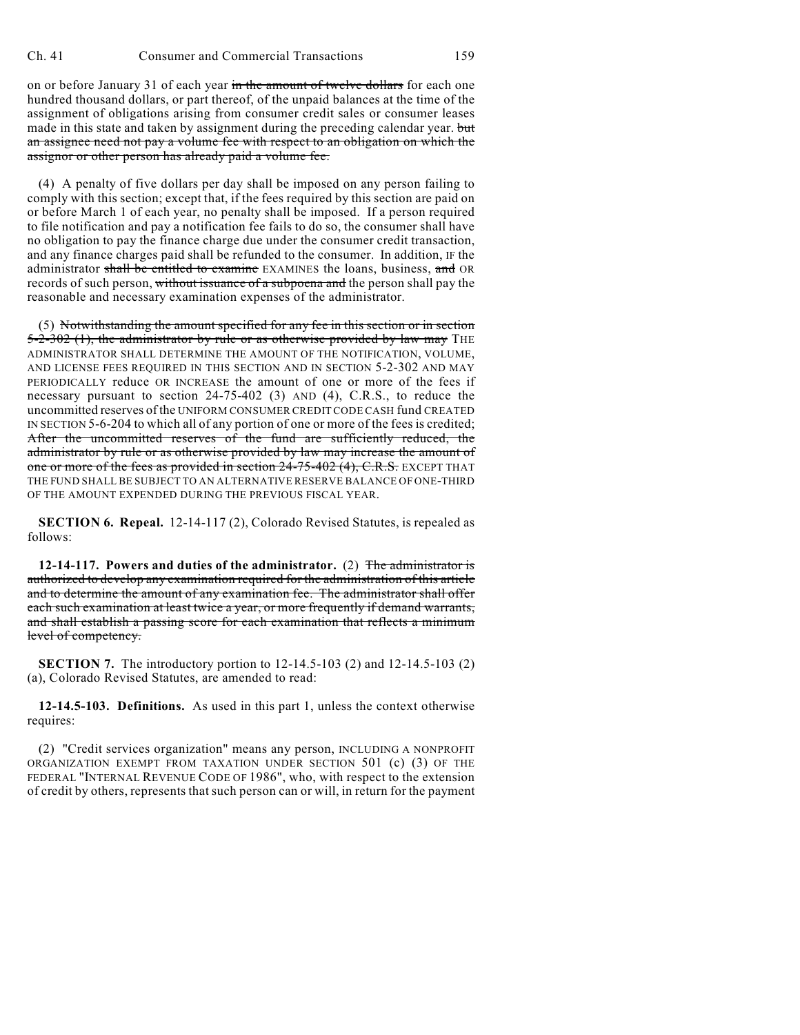on or before January 31 of each year ~~in the amount of twelve dollars~~ for each one hundred thousand dollars, or part thereof, of the unpaid balances at the time of the assignment of obligations arising from consumer credit sales or consumer leases made in this state and taken by assignment during the preceding calendar year. ~~but an assignee need not pay a volume fee with respect to an obligation on which the assignor or other person has already paid a volume fee.~~

(4) A penalty of five dollars per day shall be imposed on any person failing to comply with this section; except that, if the fees required by this section are paid on or before March 1 of each year, no penalty shall be imposed. If a person required to file notification and pay a notification fee fails to do so, the consumer shall have no obligation to pay the finance charge due under the consumer credit transaction, and any finance charges paid shall be refunded to the consumer. In addition, IF the administrator ~~shall be entitled to examine~~ EXAMINES the loans, business, ~~and~~ OR records of such person, ~~without issuance of a subpoena and~~ the person shall pay the reasonable and necessary examination expenses of the administrator.

(5) ~~Notwithstanding the amount specified for any fee in this section or in section 5-2-302 (1), the administrator by rule or as otherwise provided by law may~~ THE ADMINISTRATOR SHALL DETERMINE THE AMOUNT OF THE NOTIFICATION, VOLUME, AND LICENSE FEES REQUIRED IN THIS SECTION AND IN SECTION 5-2-302 AND MAY PERIODICALLY reduce OR INCREASE the amount of one or more of the fees if necessary pursuant to section 24-75-402 (3) AND (4), C.R.S., to reduce the uncommitted reserves of the UNIFORM CONSUMER CREDIT CODE CASH fund CREATED IN SECTION 5-6-204 to which all of any portion of one or more of the fees is credited; ~~After the uncommitted reserves of the fund are sufficiently reduced, the administrator by rule or as otherwise provided by law may increase the amount of one or more of the fees as provided in section 24-75-402 (4), C.R.S.~~ EXCEPT THAT THE FUND SHALL BE SUBJECT TO AN ALTERNATIVE RESERVE BALANCE OF ONE-THIRD OF THE AMOUNT EXPENDED DURING THE PREVIOUS FISCAL YEAR.

**SECTION 6. Repeal.** 12-14-117 (2), Colorado Revised Statutes, is repealed as follows:

**12-14-117. Powers and duties of the administrator.** (2) ~~The administrator is authorized to develop any examination required for the administration of this article and to determine the amount of any examination fee. The administrator shall offer each such examination at least twice a year, or more frequently if demand warrants, and shall establish a passing score for each examination that reflects a minimum level of competency.~~

**SECTION 7.** The introductory portion to 12-14.5-103 (2) and 12-14.5-103 (2) (a), Colorado Revised Statutes, are amended to read:

**12-14.5-103. Definitions.** As used in this part 1, unless the context otherwise requires:

(2) "Credit services organization" means any person, INCLUDING A NONPROFIT ORGANIZATION EXEMPT FROM TAXATION UNDER SECTION 501 (c) (3) OF THE FEDERAL "INTERNAL REVENUE CODE OF 1986", who, with respect to the extension of credit by others, represents that such person can or will, in return for the payment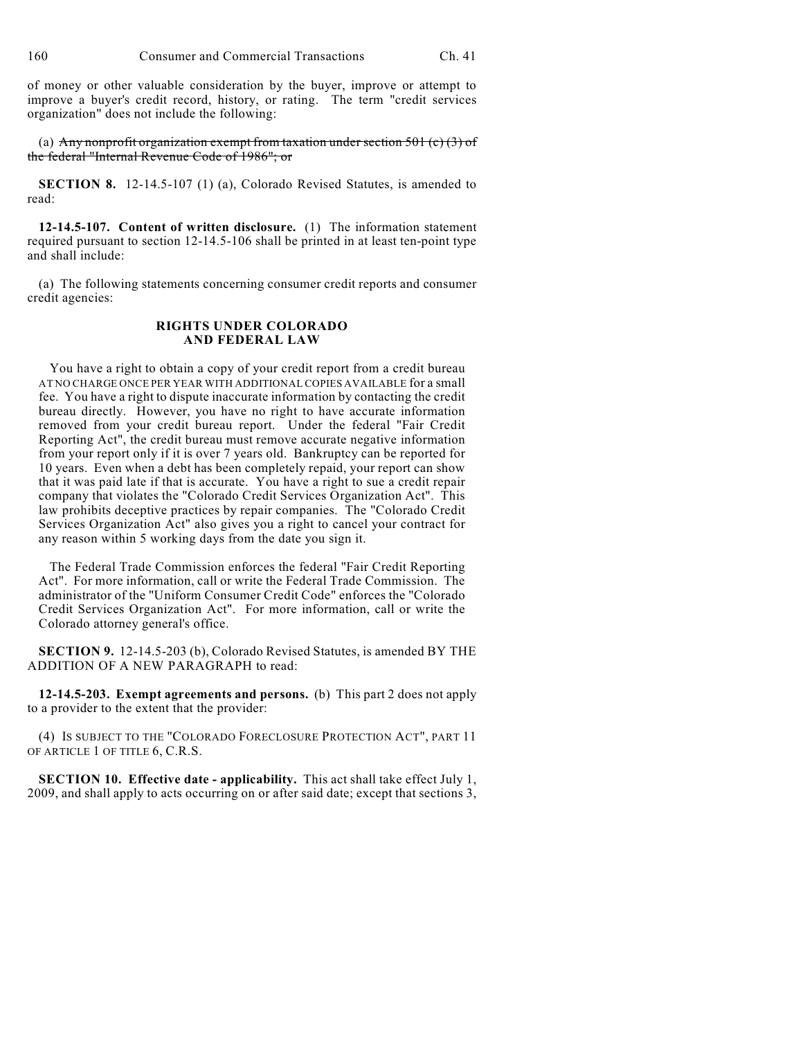of money or other valuable consideration by the buyer, improve or attempt to improve a buyer's credit record, history, or rating. The term "credit services organization" does not include the following:

(a) ~~Any nonprofit organization exempt from taxation under section 501 (c) (3) of the federal "Internal Revenue Code of 1986"; or~~

**SECTION 8.** 12-14.5-107 (1) (a), Colorado Revised Statutes, is amended to read:

**12-14.5-107. Content of written disclosure.** (1) The information statement required pursuant to section 12-14.5-106 shall be printed in at least ten-point type and shall include:

(a) The following statements concerning consumer credit reports and consumer credit agencies:

**RIGHTS UNDER COLORADO AND FEDERAL LAW**

You have a right to obtain a copy of your credit report from a credit bureau AT NO CHARGE ONCE PER YEAR WITH ADDITIONAL COPIES AVAILABLE for a small fee. You have a right to dispute inaccurate information by contacting the credit bureau directly. However, you have no right to have accurate information removed from your credit bureau report. Under the federal "Fair Credit Reporting Act", the credit bureau must remove accurate negative information from your report only if it is over 7 years old. Bankruptcy can be reported for 10 years. Even when a debt has been completely repaid, your report can show that it was paid late if that is accurate. You have a right to sue a credit repair company that violates the "Colorado Credit Services Organization Act". This law prohibits deceptive practices by repair companies. The "Colorado Credit Services Organization Act" also gives you a right to cancel your contract for any reason within 5 working days from the date you sign it.

The Federal Trade Commission enforces the federal "Fair Credit Reporting Act". For more information, call or write the Federal Trade Commission. The administrator of the "Uniform Consumer Credit Code" enforces the "Colorado Credit Services Organization Act". For more information, call or write the Colorado attorney general's office.

**SECTION 9.** 12-14.5-203 (b), Colorado Revised Statutes, is amended BY THE ADDITION OF A NEW PARAGRAPH to read:

**12-14.5-203. Exempt agreements and persons.** (b) This part 2 does not apply to a provider to the extent that the provider:

(4) IS SUBJECT TO THE "COLORADO FORECLOSURE PROTECTION ACT", PART 11 OF ARTICLE 1 OF TITLE 6, C.R.S.

**SECTION 10. Effective date - applicability.** This act shall take effect July 1, 2009, and shall apply to acts occurring on or after said date; except that sections 3,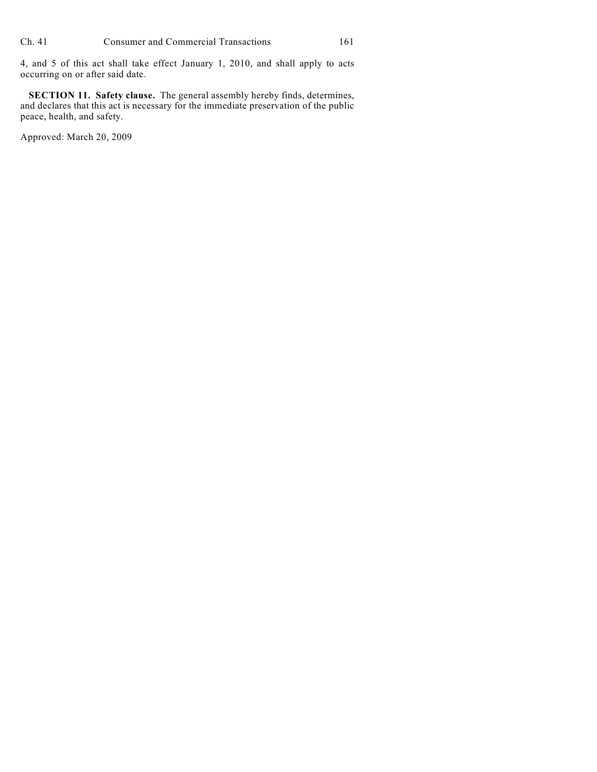4, and 5 of this act shall take effect January 1, 2010, and shall apply to acts occurring on or after said date.

**SECTION 11. Safety clause.** The general assembly hereby finds, determines, and declares that this act is necessary for the immediate preservation of the public peace, health, and safety.

Approved: March 20, 2009